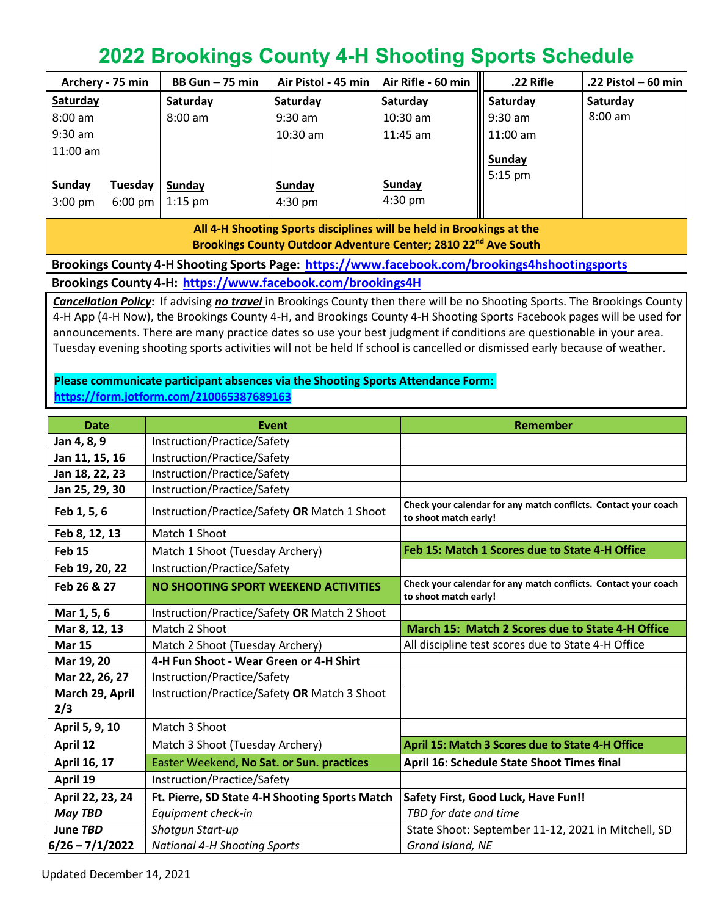# 2022 Brookings County 4-H Shooting Sports Schedule

| Archery - 75 min | | BB Gun – 75 min | Air Pistol - 45 min | Air Rifle - 60 min | .22 Rifle | .22 Pistol – 60 min |
|---|---|---|---|---|---|---|
| **Saturday** | | **Saturday** | **Saturday** | **Saturday** | **Saturday** | **Saturday** |
| 8:00 am | | 8:00 am | 9:30 am | 10:30 am | 9:30 am | 8:00 am |
| 9:30 am | | | 10:30 am | 11:45 am | 11:00 am | |
| 11:00 am | | | | | **Sunday** | |
| **Sunday** | **Tuesday** | **Sunday** | **Sunday** | **Sunday** | 5:15 pm | |
| 3:00 pm | 6:00 pm | 1:15 pm | 4:30 pm | 4:30 pm | | |

**All 4-H Shooting Sports disciplines will be held in Brookings at the Brookings County Outdoor Adventure Center; 2810 22nd Ave South**

**Brookings County 4-H Shooting Sports Page: https://www.facebook.com/brookings4hshootingsports**

**Brookings County 4-H: https://www.facebook.com/brookings4H**

***Cancellation Policy*:** If advising ***no travel*** in Brookings County then there will be no Shooting Sports. The Brookings County 4-H App (4-H Now), the Brookings County 4-H, and Brookings County 4-H Shooting Sports Facebook pages will be used for announcements. There are many practice dates so use your best judgment if conditions are questionable in your area. Tuesday evening shooting sports activities will not be held If school is cancelled or dismissed early because of weather.

**Please communicate participant absences via the Shooting Sports Attendance Form: https://form.jotform.com/210065387689163**

| Date | Event | Remember |
|---|---|---|
| **Jan 4, 8, 9** | Instruction/Practice/Safety | |
| **Jan 11, 15, 16** | Instruction/Practice/Safety | |
| **Jan 18, 22, 23** | Instruction/Practice/Safety | |
| **Jan 25, 29, 30** | Instruction/Practice/Safety | |
| **Feb 1, 5, 6** | Instruction/Practice/Safety **OR** Match 1 Shoot | **Check your calendar for any match conflicts. Contact your coach to shoot match early!** |
| **Feb 8, 12, 13** | Match 1 Shoot | |
| **Feb 15** | Match 1 Shoot (Tuesday Archery) | **Feb 15: Match 1 Scores due to State 4-H Office** |
| **Feb 19, 20, 22** | Instruction/Practice/Safety | |
| **Feb 26 & 27** | **NO SHOOTING SPORT WEEKEND ACTIVITIES** | **Check your calendar for any match conflicts. Contact your coach to shoot match early!** |
| **Mar 1, 5, 6** | Instruction/Practice/Safety **OR** Match 2 Shoot | |
| **Mar 8, 12, 13** | Match 2 Shoot | **March 15: Match 2 Scores due to State 4-H Office** |
| **Mar 15** | Match 2 Shoot (Tuesday Archery) | All discipline test scores due to State 4-H Office |
| **Mar 19, 20** | **4-H Fun Shoot - Wear Green or 4-H Shirt** | |
| **Mar 22, 26, 27** | Instruction/Practice/Safety | |
| **March 29, April 2/3** | Instruction/Practice/Safety **OR** Match 3 Shoot | |
| **April 5, 9, 10** | Match 3 Shoot | |
| **April 12** | Match 3 Shoot (Tuesday Archery) | **April 15: Match 3 Scores due to State 4-H Office** |
| **April 16, 17** | Easter Weekend**, No Sat. or Sun. practices** | **April 16: Schedule State Shoot Times final** |
| **April 19** | Instruction/Practice/Safety | |
| **April 22, 23, 24** | **Ft. Pierre, SD State 4-H Shooting Sports Match** | **Safety First, Good Luck, Have Fun!!** |
| ***May TBD*** | *Equipment check-in* | *TBD for date and time* |
| **June *TBD*** | *Shotgun Start-up* | State Shoot: September 11-12, 2021 in Mitchell, SD |
| **6/26 – 7/1/2022** | *National 4-H Shooting Sports* | *Grand Island, NE* |

Updated December 14, 2021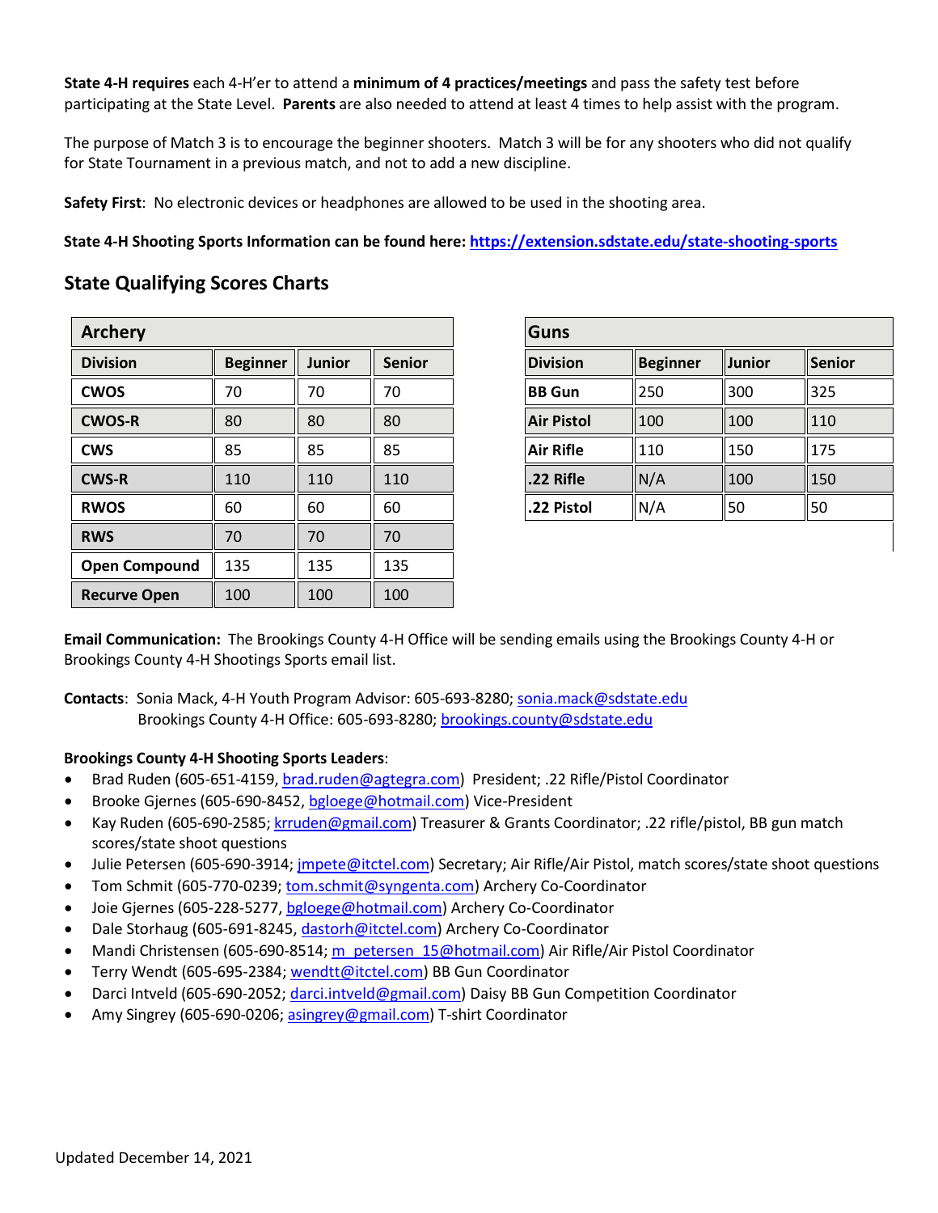**State 4-H requires** each 4-H'er to attend a **minimum of 4 practices/meetings** and pass the safety test before participating at the State Level. **Parents** are also needed to attend at least 4 times to help assist with the program.

The purpose of Match 3 is to encourage the beginner shooters. Match 3 will be for any shooters who did not qualify for State Tournament in a previous match, and not to add a new discipline.

**Safety First**: No electronic devices or headphones are allowed to be used in the shooting area.

**State 4-H Shooting Sports Information can be found here: https://extension.sdstate.edu/state-shooting-sports**

## State Qualifying Scores Charts

| Archery | | | |
|---|---|---|---|
| **Division** | **Beginner** | **Junior** | **Senior** |
| **CWOS** | 70 | 70 | 70 |
| **CWOS-R** | 80 | 80 | 80 |
| **CWS** | 85 | 85 | 85 |
| **CWS-R** | 110 | 110 | 110 |
| **RWOS** | 60 | 60 | 60 |
| **RWS** | 70 | 70 | 70 |
| **Open Compound** | 135 | 135 | 135 |
| **Recurve Open** | 100 | 100 | 100 |

| Guns | | | |
|---|---|---|---|
| **Division** | **Beginner** | **Junior** | **Senior** |
| **BB Gun** | 250 | 300 | 325 |
| **Air Pistol** | 100 | 100 | 110 |
| **Air Rifle** | 110 | 150 | 175 |
| **.22 Rifle** | N/A | 100 | 150 |
| **.22 Pistol** | N/A | 50 | 50 |

**Email Communication:** The Brookings County 4-H Office will be sending emails using the Brookings County 4-H or Brookings County 4-H Shootings Sports email list.

**Contacts**: Sonia Mack, 4-H Youth Program Advisor: 605-693-8280; sonia.mack@sdstate.edu
Brookings County 4-H Office: 605-693-8280; brookings.county@sdstate.edu

**Brookings County 4-H Shooting Sports Leaders**:

- Brad Ruden (605-651-4159, brad.ruden@agtegra.com) President; .22 Rifle/Pistol Coordinator
- Brooke Gjernes (605-690-8452, bgloege@hotmail.com) Vice-President
- Kay Ruden (605-690-2585; krruden@gmail.com) Treasurer & Grants Coordinator; .22 rifle/pistol, BB gun match scores/state shoot questions
- Julie Petersen (605-690-3914; jmpete@itctel.com) Secretary; Air Rifle/Air Pistol, match scores/state shoot questions
- Tom Schmit (605-770-0239; tom.schmit@syngenta.com) Archery Co-Coordinator
- Joie Gjernes (605-228-5277, bgloege@hotmail.com) Archery Co-Coordinator
- Dale Storhaug (605-691-8245, dastorh@itctel.com) Archery Co-Coordinator
- Mandi Christensen (605-690-8514; m_petersen_15@hotmail.com) Air Rifle/Air Pistol Coordinator
- Terry Wendt (605-695-2384; wendtt@itctel.com) BB Gun Coordinator
- Darci Intveld (605-690-2052; darci.intveld@gmail.com) Daisy BB Gun Competition Coordinator
- Amy Singrey (605-690-0206; asingrey@gmail.com) T-shirt Coordinator

Updated December 14, 2021